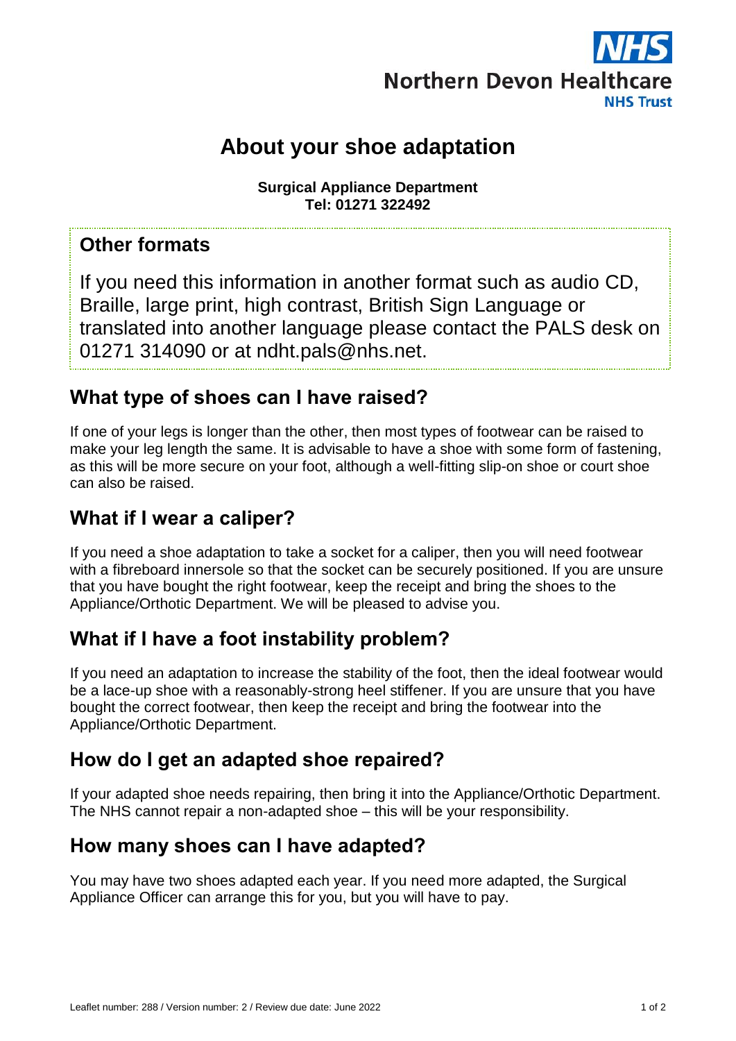Northern Devon Healthcare NHS Trust

# About your shoe adaptation

**Surgical Appliance Department**
**Tel: 01271 322492**

## Other formats

If you need this information in another format such as audio CD, Braille, large print, high contrast, British Sign Language or translated into another language please contact the PALS desk on 01271 314090 or at ndht.pals@nhs.net.

## What type of shoes can I have raised?

If one of your legs is longer than the other, then most types of footwear can be raised to make your leg length the same. It is advisable to have a shoe with some form of fastening, as this will be more secure on your foot, although a well-fitting slip-on shoe or court shoe can also be raised.

## What if I wear a caliper?

If you need a shoe adaptation to take a socket for a caliper, then you will need footwear with a fibreboard innersole so that the socket can be securely positioned. If you are unsure that you have bought the right footwear, keep the receipt and bring the shoes to the Appliance/Orthotic Department. We will be pleased to advise you.

## What if I have a foot instability problem?

If you need an adaptation to increase the stability of the foot, then the ideal footwear would be a lace-up shoe with a reasonably-strong heel stiffener. If you are unsure that you have bought the correct footwear, then keep the receipt and bring the footwear into the Appliance/Orthotic Department.

## How do I get an adapted shoe repaired?

If your adapted shoe needs repairing, then bring it into the Appliance/Orthotic Department. The NHS cannot repair a non-adapted shoe – this will be your responsibility.

## How many shoes can I have adapted?

You may have two shoes adapted each year. If you need more adapted, the Surgical Appliance Officer can arrange this for you, but you will have to pay.

Leaflet number: 288 / Version number: 2 / Review due date: June 2022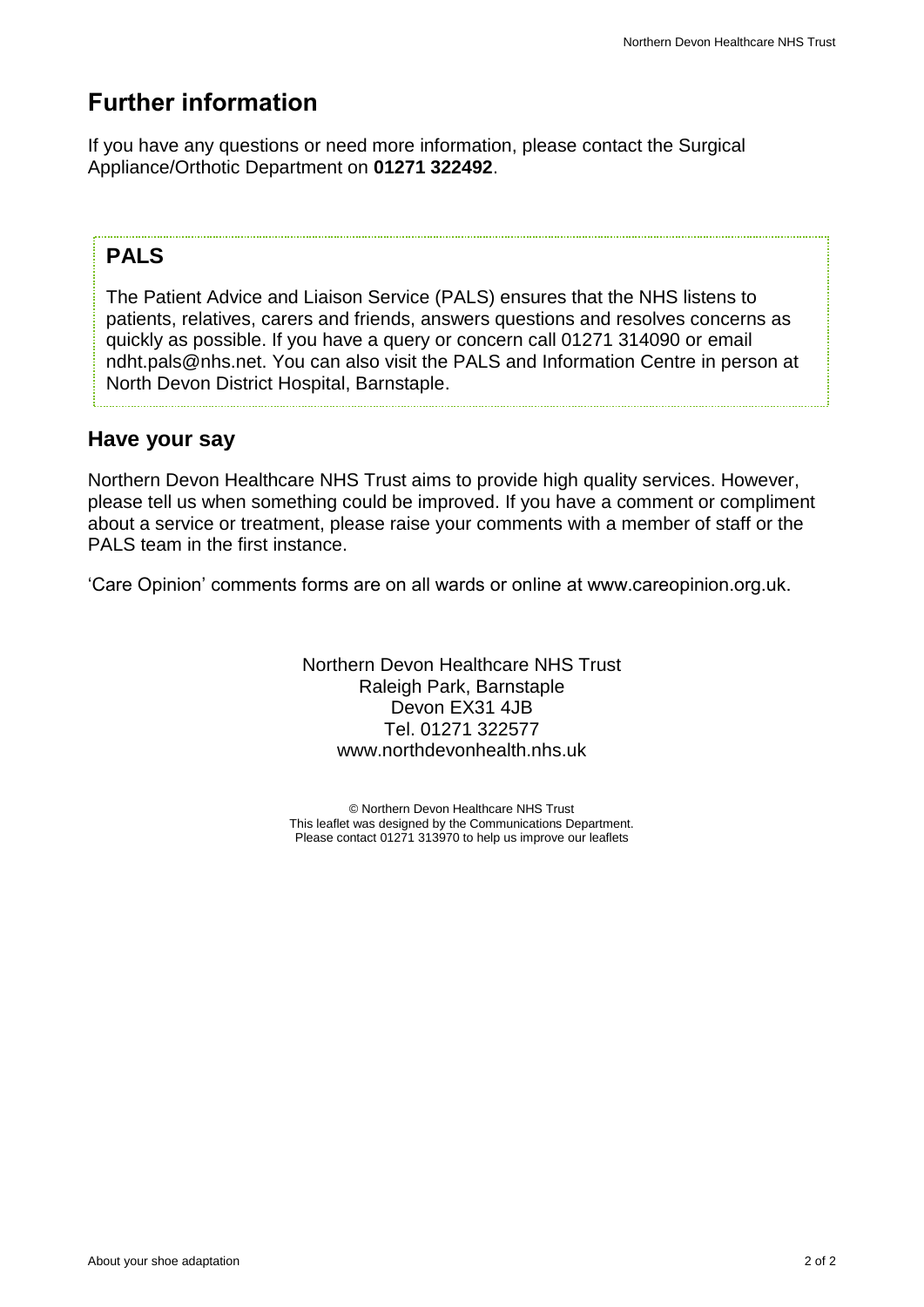# Further information

If you have any questions or need more information, please contact the Surgical Appliance/Orthotic Department on **01271 322492**.

## PALS

The Patient Advice and Liaison Service (PALS) ensures that the NHS listens to patients, relatives, carers and friends, answers questions and resolves concerns as quickly as possible. If you have a query or concern call 01271 314090 or email ndht.pals@nhs.net. You can also visit the PALS and Information Centre in person at North Devon District Hospital, Barnstaple.

## Have your say

Northern Devon Healthcare NHS Trust aims to provide high quality services. However, please tell us when something could be improved. If you have a comment or compliment about a service or treatment, please raise your comments with a member of staff or the PALS team in the first instance.

'Care Opinion' comments forms are on all wards or online at www.careopinion.org.uk.

Northern Devon Healthcare NHS Trust
Raleigh Park, Barnstaple
Devon EX31 4JB
Tel. 01271 322577
www.northdevonhealth.nhs.uk

© Northern Devon Healthcare NHS Trust
This leaflet was designed by the Communications Department.
Please contact 01271 313970 to help us improve our leaflets